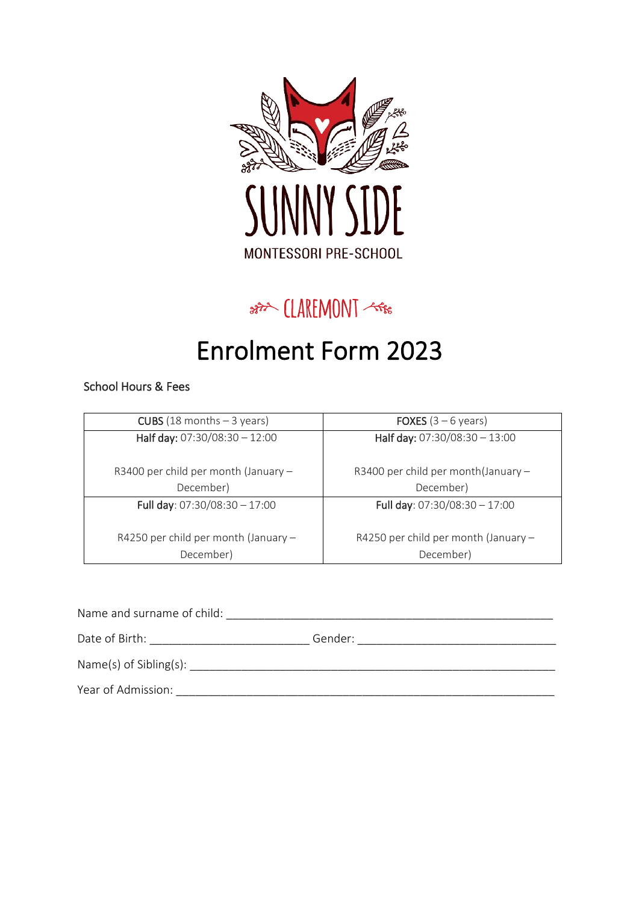SUNNY SIDE

MONTESSORI PRE-SCHOOL

CLAREMONT

# Enrolment Form 2023

School Hours & Fees

| **CUBS** (18 months – 3 years) | **FOXES** (3 – 6 years) |
|---|---|
| **Half day:** 07:30/08:30 – 12:00<br><br>R3400 per child per month (January – December) | **Half day:** 07:30/08:30 – 13:00<br><br>R3400 per child per month(January – December) |
| **Full day**: 07:30/08:30 – 17:00<br><br>R4250 per child per month (January – December) | **Full day**: 07:30/08:30 – 17:00<br><br>R4250 per child per month (January – December) |

Name and surname of child: ___________________________________________________

Date of Birth: ________________________ Gender: ______________________________

Name(s) of Sibling(s): _________________________________________________________

Year of Admission: ____________________________________________________________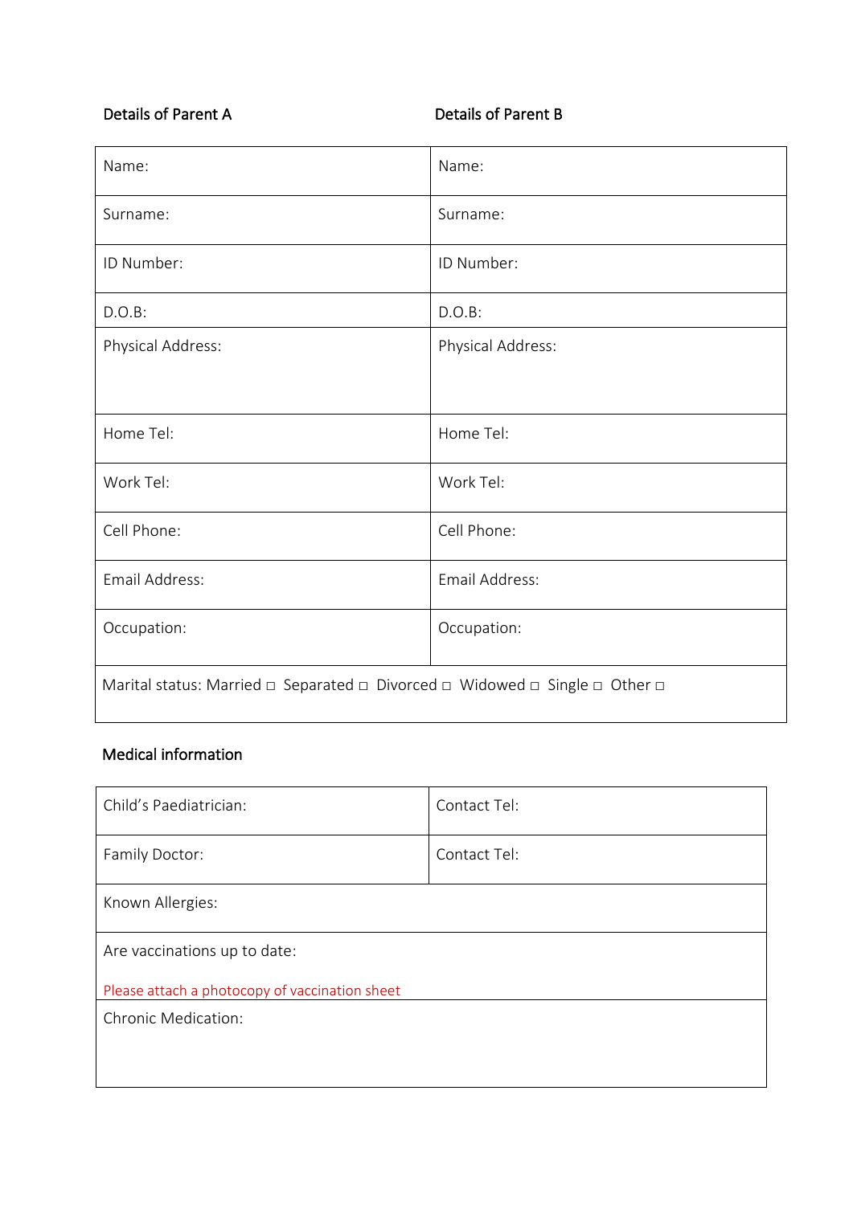**Details of Parent A** | **Details of Parent B**

| Details of Parent A | Details of Parent B |
|---|---|
| Name: | Name: |
| Surname: | Surname: |
| ID Number: | ID Number: |
| D.O.B: | D.O.B: |
| Physical Address: | Physical Address: |
| Home Tel: | Home Tel: |
| Work Tel: | Work Tel: |
| Cell Phone: | Cell Phone: |
| Email Address: | Email Address: |
| Occupation: | Occupation: |
| Marital status: Married ◻ Separated ◻ Divorced ◻ Widowed ◻ Single ◻ Other ◻ | |

## Medical information

| Child's Paediatrician: | Contact Tel: |
|---|---|
| Family Doctor: | Contact Tel: |
| Known Allergies: | |
| Are vaccinations up to date:<br>Please attach a photocopy of vaccination sheet | |
| Chronic Medication: | |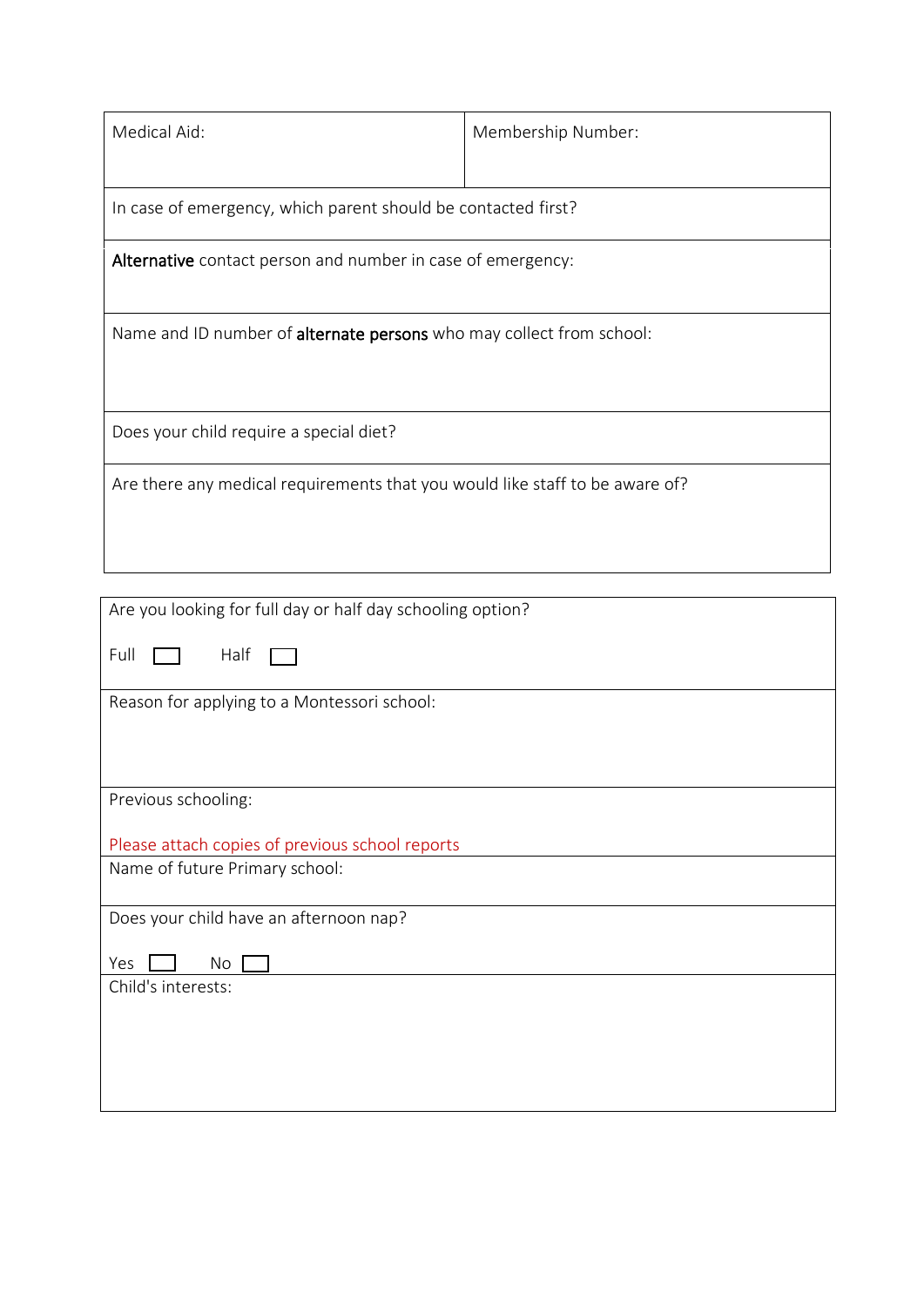| Medical Aid: | Membership Number: |
|---|---|
| In case of emergency, which parent should be contacted first? | |
| **Alternative** contact person and number in case of emergency: | |
| Name and ID number of **alternate persons** who may collect from school: | |
| Does your child require a special diet? | |
| Are there any medical requirements that you would like staff to be aware of? | |

| Are you looking for full day or half day schooling option?<br><br>Full ☐ Half ☐ |
|---|
| Reason for applying to a Montessori school: |
| Previous schooling:<br><br>Please attach copies of previous school reports |
| Name of future Primary school: |
| Does your child have an afternoon nap?<br><br>Yes ☐ No ☐ |
| Child's interests: |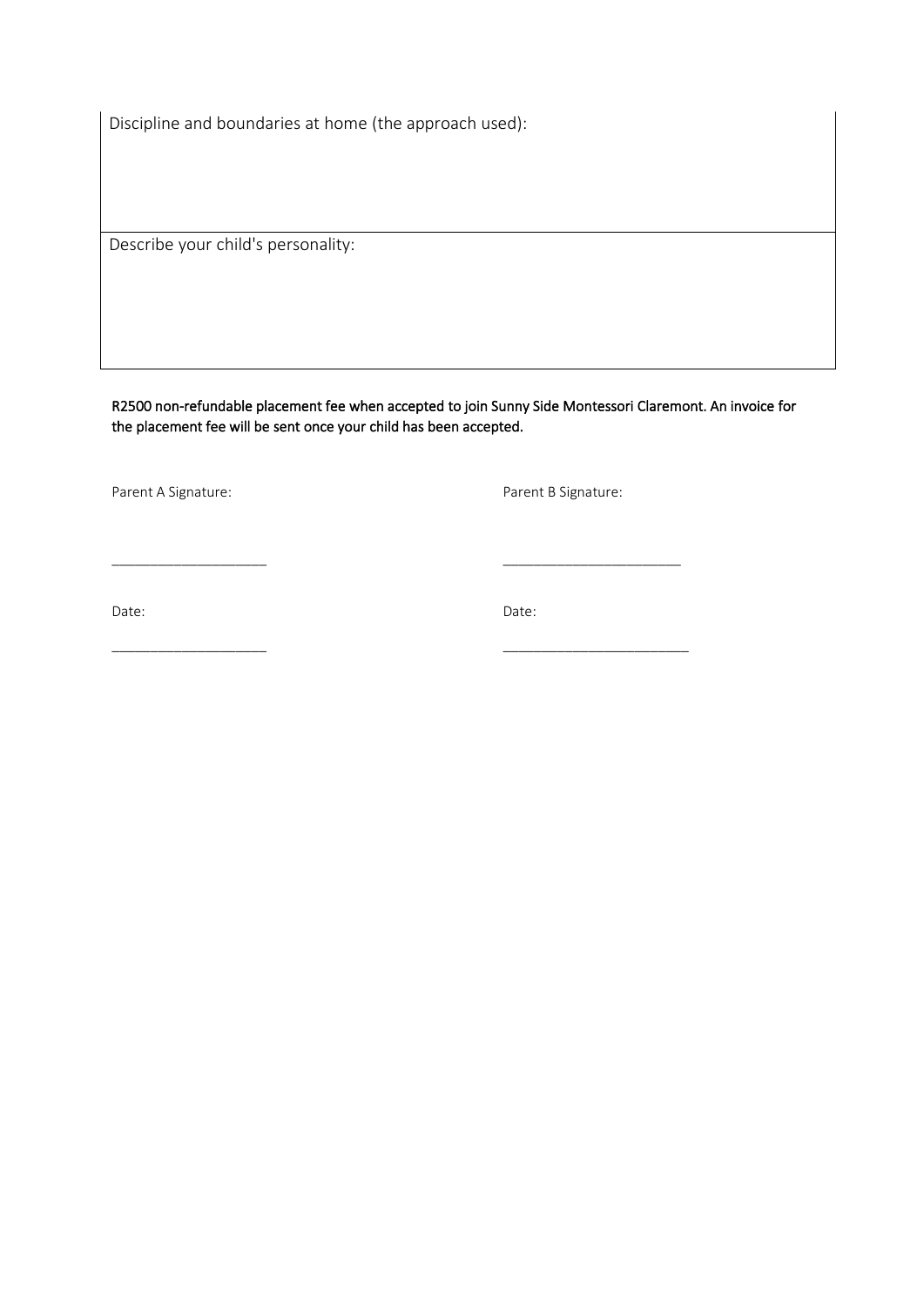| |
|---|
| Discipline and boundaries at home (the approach used): |
| Describe your child's personality: |

**R2500 non-refundable placement fee when accepted to join Sunny Side Montessori Claremont. An invoice for the placement fee will be sent once your child has been accepted.**

Parent A Signature:

____________________

Date:

____________________

Parent B Signature:

_______________________

Date:

________________________